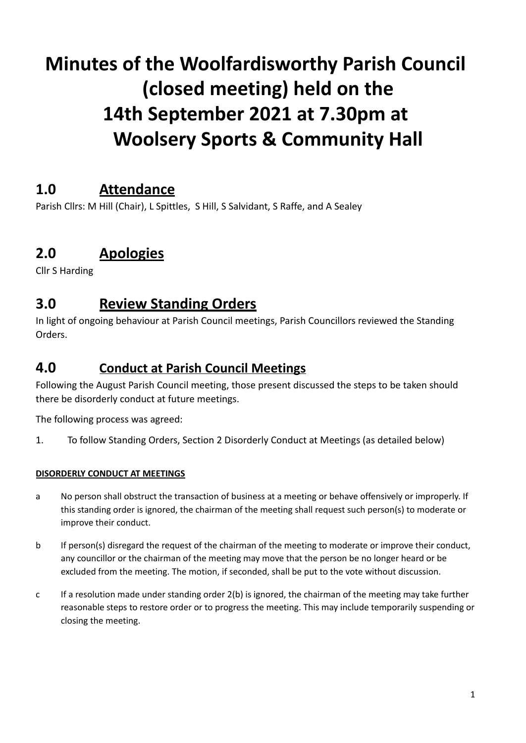# Minutes of the Woolfardisworthy Parish Council (closed meeting) held on the 14th September 2021 at 7.30pm at Woolsery Sports & Community Hall

## 1.0 Attendance

Parish Cllrs: M Hill (Chair), L Spittles, S Hill, S Salvidant, S Raffe, and A Sealey

## 2.0 Apologies

Cllr S Harding

## 3.0 Review Standing Orders

In light of ongoing behaviour at Parish Council meetings, Parish Councillors reviewed the Standing Orders.

## 4.0 Conduct at Parish Council Meetings

Following the August Parish Council meeting, those present discussed the steps to be taken should there be disorderly conduct at future meetings.

The following process was agreed:

1. To follow Standing Orders, Section 2 Disorderly Conduct at Meetings (as detailed below)

**DISORDERLY CONDUCT AT MEETINGS**

a No person shall obstruct the transaction of business at a meeting or behave offensively or improperly. If this standing order is ignored, the chairman of the meeting shall request such person(s) to moderate or improve their conduct.

b If person(s) disregard the request of the chairman of the meeting to moderate or improve their conduct, any councillor or the chairman of the meeting may move that the person be no longer heard or be excluded from the meeting. The motion, if seconded, shall be put to the vote without discussion.

c If a resolution made under standing order 2(b) is ignored, the chairman of the meeting may take further reasonable steps to restore order or to progress the meeting. This may include temporarily suspending or closing the meeting.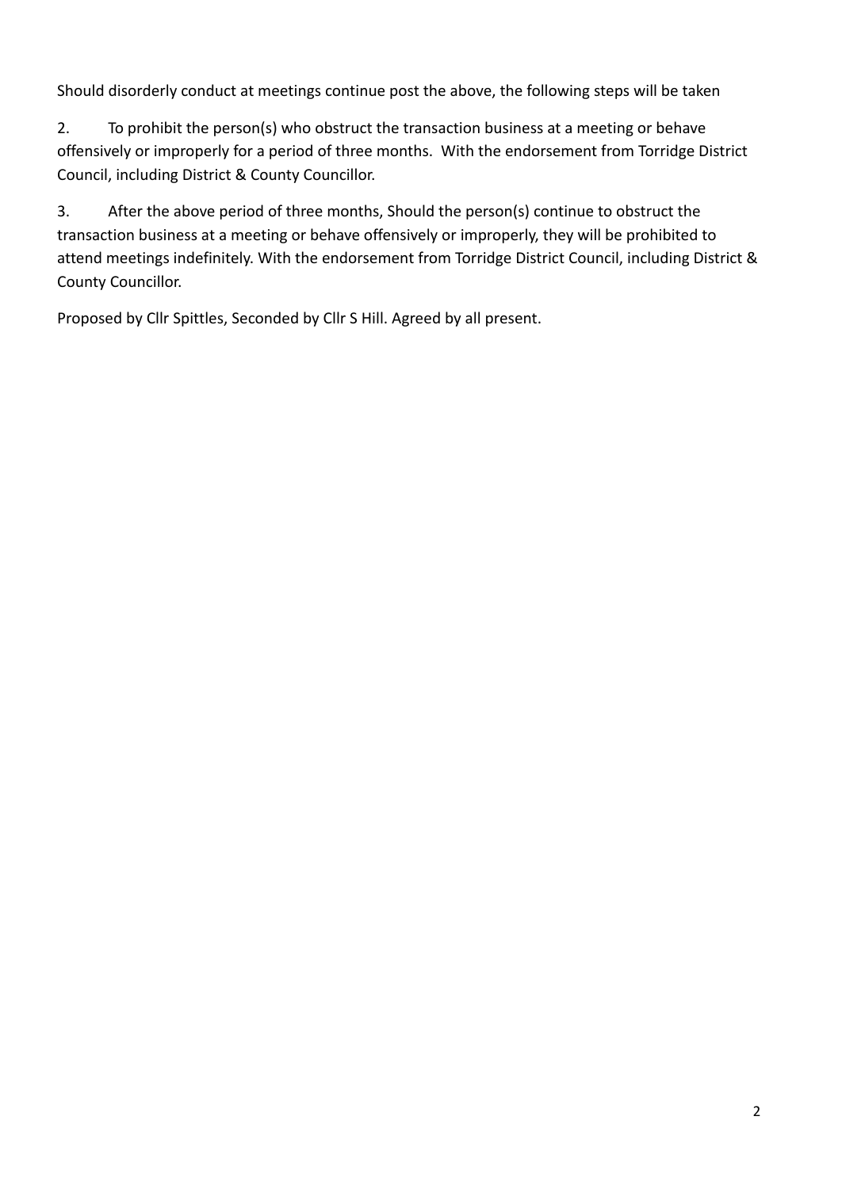Should disorderly conduct at meetings continue post the above, the following steps will be taken

2. To prohibit the person(s) who obstruct the transaction business at a meeting or behave offensively or improperly for a period of three months. With the endorsement from Torridge District Council, including District & County Councillor.

3. After the above period of three months, Should the person(s) continue to obstruct the transaction business at a meeting or behave offensively or improperly, they will be prohibited to attend meetings indefinitely. With the endorsement from Torridge District Council, including District & County Councillor.

Proposed by Cllr Spittles, Seconded by Cllr S Hill. Agreed by all present.